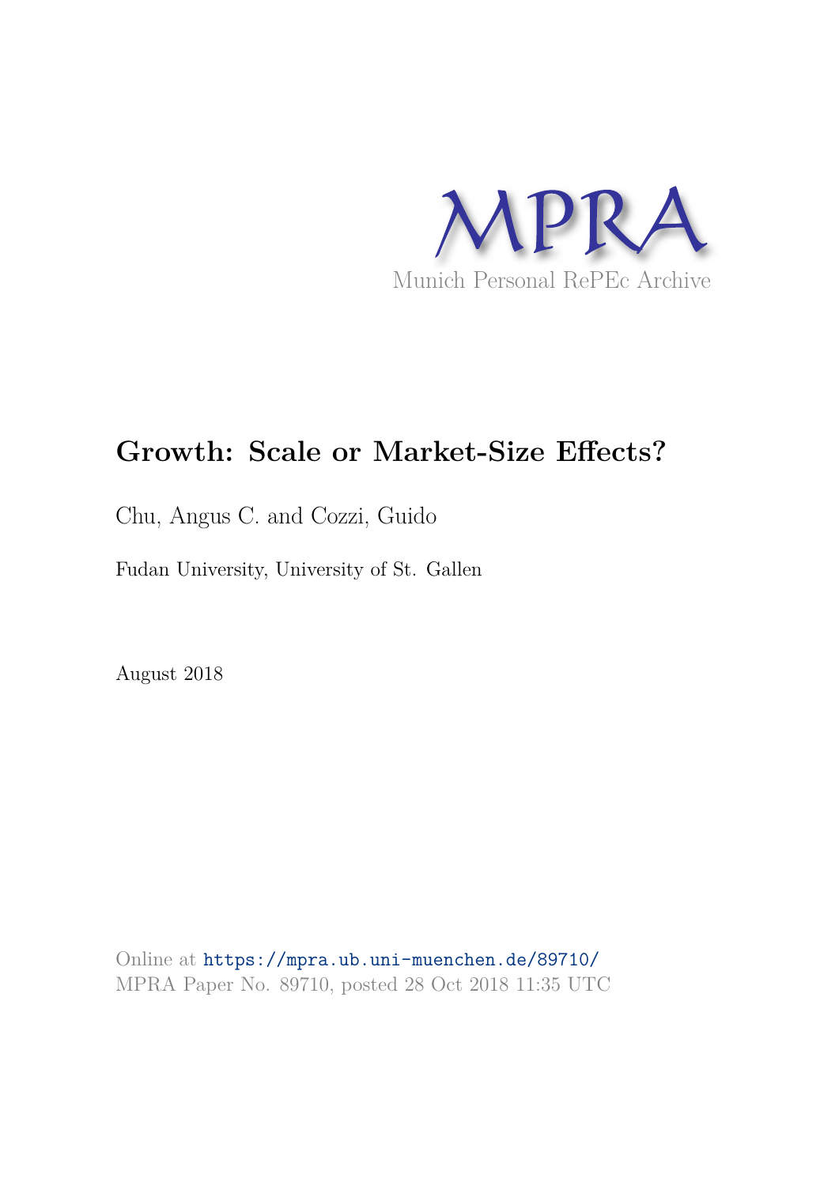MPRA

Munich Personal RePEc Archive

# Growth: Scale or Market-Size Effects?

Chu, Angus C. and Cozzi, Guido

Fudan University, University of St. Gallen

August 2018

Online at https://mpra.ub.uni-muenchen.de/89710/
MPRA Paper No. 89710, posted 28 Oct 2018 11:35 UTC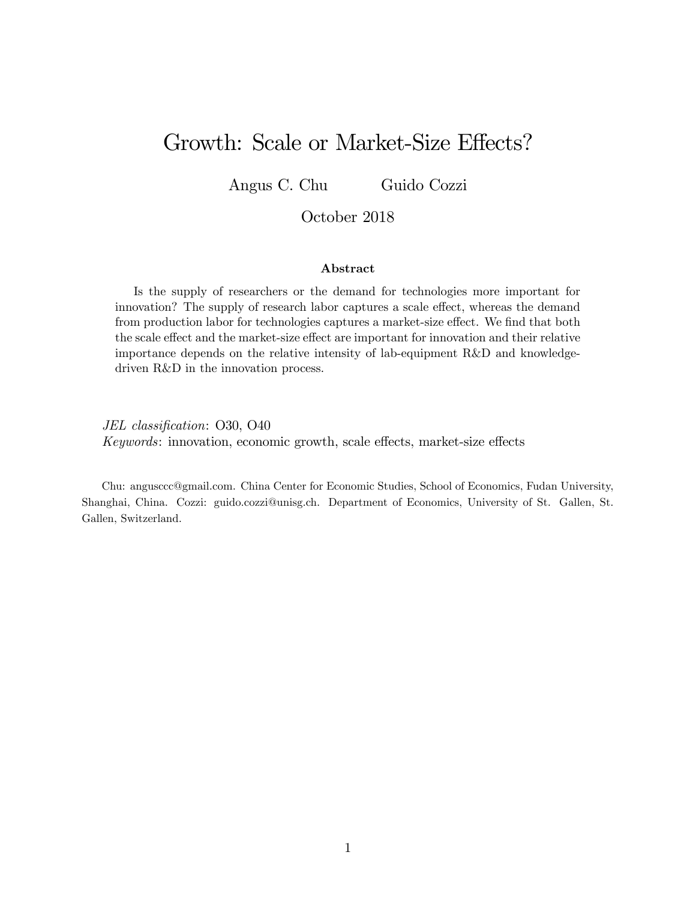# Growth: Scale or Market-Size Effects?

Angus C. Chu  Guido Cozzi

October 2018

### Abstract

Is the supply of researchers or the demand for technologies more important for innovation? The supply of research labor captures a scale effect, whereas the demand from production labor for technologies captures a market-size effect. We find that both the scale effect and the market-size effect are important for innovation and their relative importance depends on the relative intensity of lab-equipment R&D and knowledge-driven R&D in the innovation process.

*JEL classification*: O30, O40
*Keywords*: innovation, economic growth, scale effects, market-size effects

Chu: anguscc@gmail.com. China Center for Economic Studies, School of Economics, Fudan University, Shanghai, China. Cozzi: guido.cozzi@unisg.ch. Department of Economics, University of St. Gallen, St. Gallen, Switzerland.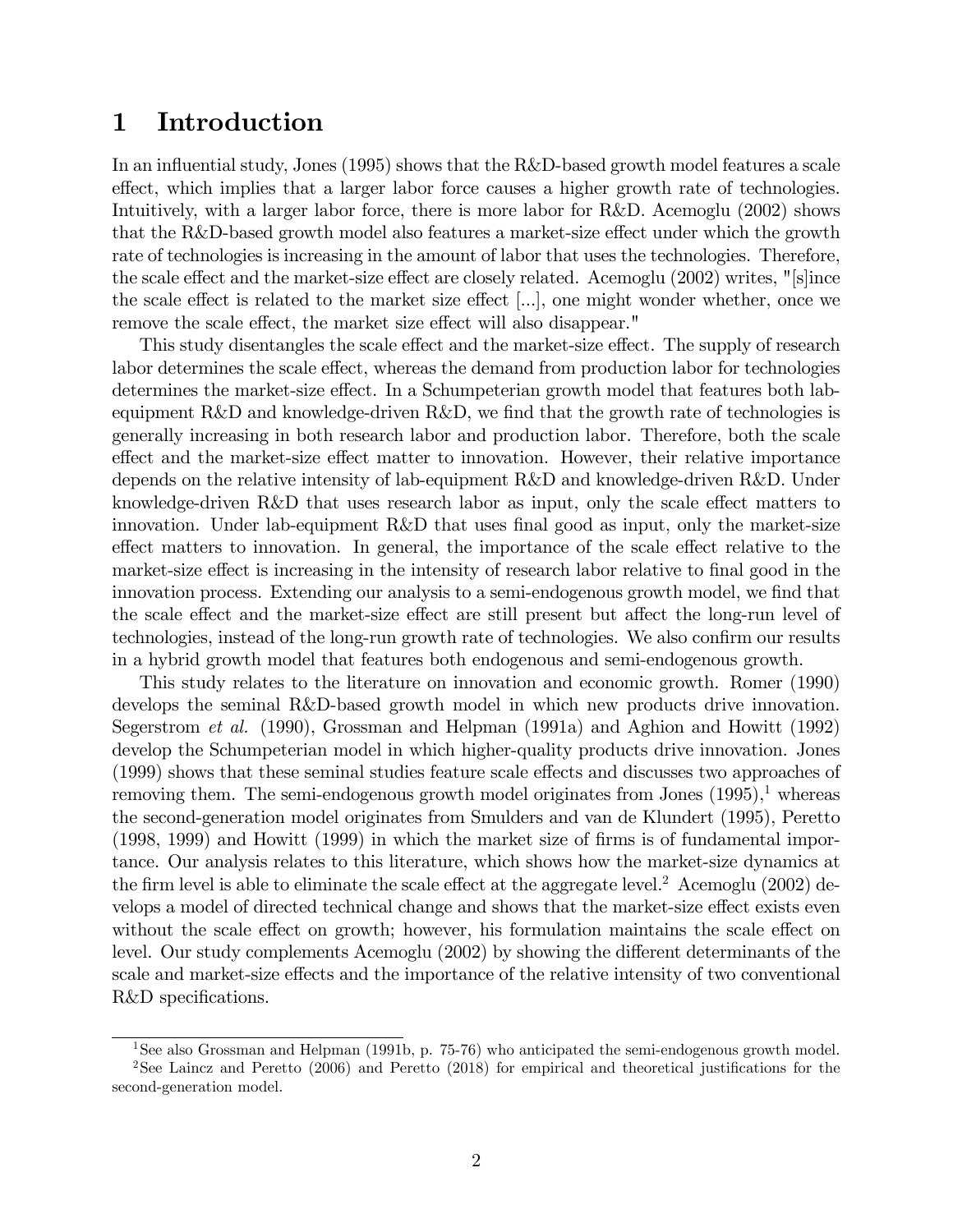# 1 Introduction

In an influential study, Jones (1995) shows that the R&D-based growth model features a scale effect, which implies that a larger labor force causes a higher growth rate of technologies. Intuitively, with a larger labor force, there is more labor for R&D. Acemoglu (2002) shows that the R&D-based growth model also features a market-size effect under which the growth rate of technologies is increasing in the amount of labor that uses the technologies. Therefore, the scale effect and the market-size effect are closely related. Acemoglu (2002) writes, "[s]ince the scale effect is related to the market size effect [...], one might wonder whether, once we remove the scale effect, the market size effect will also disappear."

This study disentangles the scale effect and the market-size effect. The supply of research labor determines the scale effect, whereas the demand from production labor for technologies determines the market-size effect. In a Schumpeterian growth model that features both lab-equipment R&D and knowledge-driven R&D, we find that the growth rate of technologies is generally increasing in both research labor and production labor. Therefore, both the scale effect and the market-size effect matter to innovation. However, their relative importance depends on the relative intensity of lab-equipment R&D and knowledge-driven R&D. Under knowledge-driven R&D that uses research labor as input, only the scale effect matters to innovation. Under lab-equipment R&D that uses final good as input, only the market-size effect matters to innovation. In general, the importance of the scale effect relative to the market-size effect is increasing in the intensity of research labor relative to final good in the innovation process. Extending our analysis to a semi-endogenous growth model, we find that the scale effect and the market-size effect are still present but affect the long-run level of technologies, instead of the long-run growth rate of technologies. We also confirm our results in a hybrid growth model that features both endogenous and semi-endogenous growth.

This study relates to the literature on innovation and economic growth. Romer (1990) develops the seminal R&D-based growth model in which new products drive innovation. Segerstrom *et al.* (1990), Grossman and Helpman (1991a) and Aghion and Howitt (1992) develop the Schumpeterian model in which higher-quality products drive innovation. Jones (1999) shows that these seminal studies feature scale effects and discusses two approaches of removing them. The semi-endogenous growth model originates from Jones (1995),[1] whereas the second-generation model originates from Smulders and van de Klundert (1995), Peretto (1998, 1999) and Howitt (1999) in which the market size of firms is of fundamental importance. Our analysis relates to this literature, which shows how the market-size dynamics at the firm level is able to eliminate the scale effect at the aggregate level.[2] Acemoglu (2002) develops a model of directed technical change and shows that the market-size effect exists even without the scale effect on growth; however, his formulation maintains the scale effect on level. Our study complements Acemoglu (2002) by showing the different determinants of the scale and market-size effects and the importance of the relative intensity of two conventional R&D specifications.

[1] See also Grossman and Helpman (1991b, p. 75-76) who anticipated the semi-endogenous growth model.

[2] See Laincz and Peretto (2006) and Peretto (2018) for empirical and theoretical justifications for the second-generation model.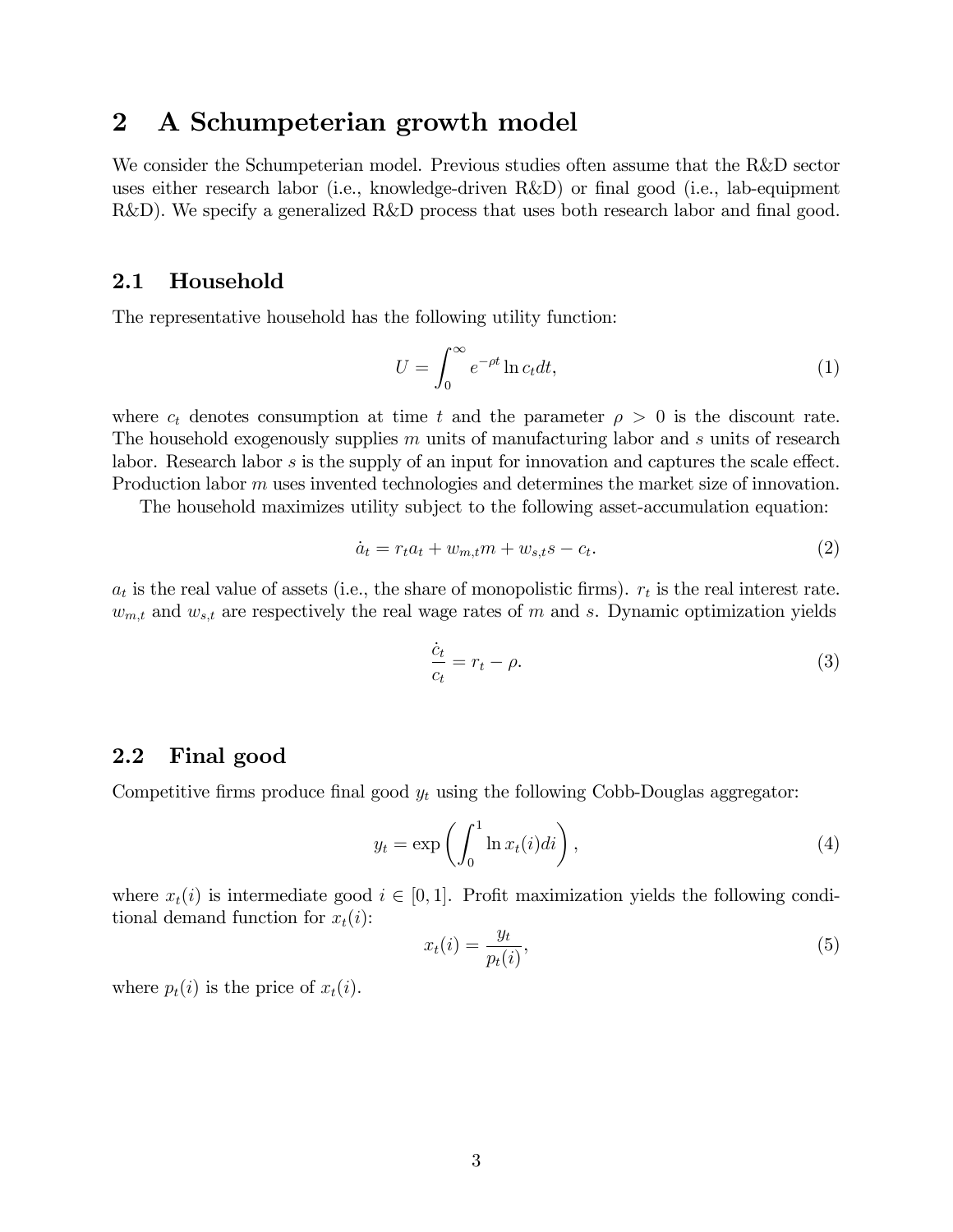## 2 A Schumpeterian growth model

We consider the Schumpeterian model. Previous studies often assume that the R&D sector uses either research labor (i.e., knowledge-driven R&D) or final good (i.e., lab-equipment R&D). We specify a generalized R&D process that uses both research labor and final good.

### 2.1 Household

The representative household has the following utility function:

$$U = \int_0^\infty e^{-\rho t} \ln c_t dt, \tag{1}$$

where $c_t$ denotes consumption at time $t$ and the parameter $\rho > 0$ is the discount rate. The household exogenously supplies $m$ units of manufacturing labor and $s$ units of research labor. Research labor $s$ is the supply of an input for innovation and captures the scale effect. Production labor $m$ uses invented technologies and determines the market size of innovation.

The household maximizes utility subject to the following asset-accumulation equation:

$$\dot{a}_t = r_t a_t + w_{m,t} m + w_{s,t} s - c_t. \tag{2}$$

$a_t$ is the real value of assets (i.e., the share of monopolistic firms). $r_t$ is the real interest rate. $w_{m,t}$ and $w_{s,t}$ are respectively the real wage rates of $m$ and $s$. Dynamic optimization yields

$$\frac{\dot{c}_t}{c_t} = r_t - \rho. \tag{3}$$

### 2.2 Final good

Competitive firms produce final good $y_t$ using the following Cobb-Douglas aggregator:

$$y_t = \exp\left( \int_0^1 \ln x_t(i) di \right), \tag{4}$$

where $x_t(i)$ is intermediate good $i \in [0, 1]$. Profit maximization yields the following conditional demand function for $x_t(i)$:

$$x_t(i) = \frac{y_t}{p_t(i)}, \tag{5}$$

where $p_t(i)$ is the price of $x_t(i)$.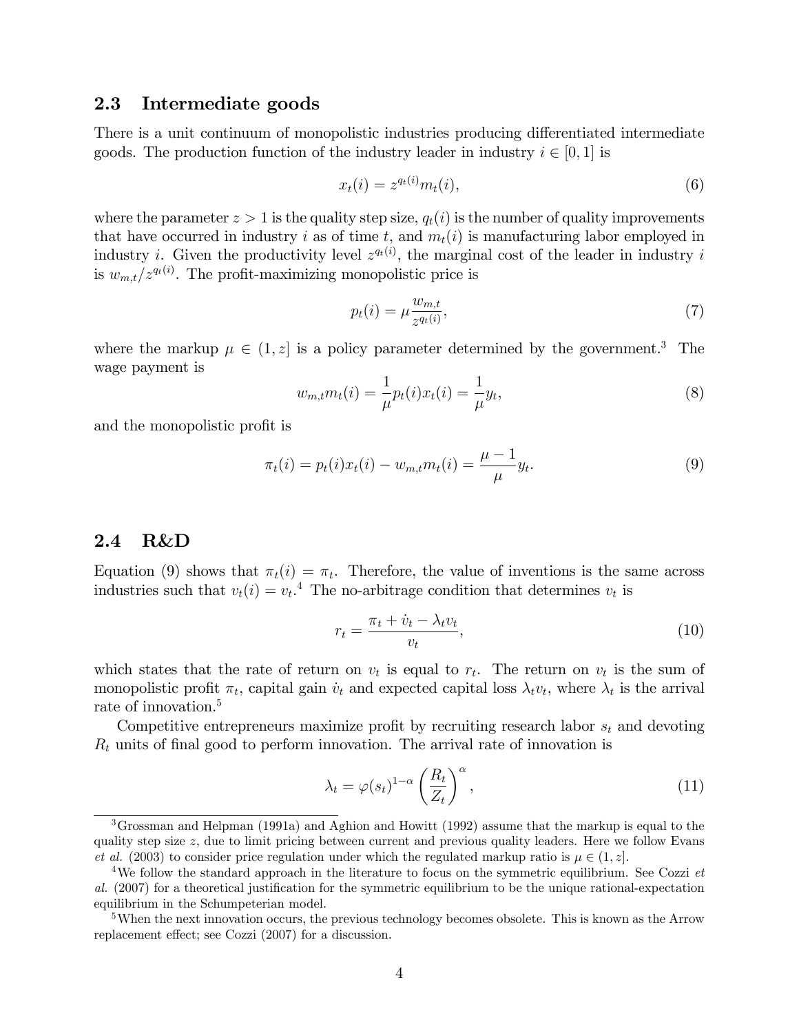### 2.3 Intermediate goods

There is a unit continuum of monopolistic industries producing differentiated intermediate goods. The production function of the industry leader in industry $i \in [0, 1]$ is

$$x_t(i) = z^{q_t(i)} m_t(i), \tag{6}$$

where the parameter $z > 1$ is the quality step size, $q_t(i)$ is the number of quality improvements that have occurred in industry $i$ as of time $t$, and $m_t(i)$ is manufacturing labor employed in industry $i$. Given the productivity level $z^{q_t(i)}$, the marginal cost of the leader in industry $i$ is $w_{m,t}/z^{q_t(i)}$. The profit-maximizing monopolistic price is

$$p_t(i) = \mu \frac{w_{m,t}}{z^{q_t(i)}}, \tag{7}$$

where the markup $\mu \in (1, z]$ is a policy parameter determined by the government.[3] The wage payment is

$$w_{m,t} m_t(i) = \frac{1}{\mu} p_t(i) x_t(i) = \frac{1}{\mu} y_t, \tag{8}$$

and the monopolistic profit is

$$\pi_t(i) = p_t(i) x_t(i) - w_{m,t} m_t(i) = \frac{\mu - 1}{\mu} y_t. \tag{9}$$

### 2.4 R&D

Equation (9) shows that $\pi_t(i) = \pi_t$. Therefore, the value of inventions is the same across industries such that $v_t(i) = v_t$.[4] The no-arbitrage condition that determines $v_t$ is

$$r_t = \frac{\pi_t + \dot{v}_t - \lambda_t v_t}{v_t}, \tag{10}$$

which states that the rate of return on $v_t$ is equal to $r_t$. The return on $v_t$ is the sum of monopolistic profit $\pi_t$, capital gain $\dot{v}_t$ and expected capital loss $\lambda_t v_t$, where $\lambda_t$ is the arrival rate of innovation.[5]

Competitive entrepreneurs maximize profit by recruiting research labor $s_t$ and devoting $R_t$ units of final good to perform innovation. The arrival rate of innovation is

$$\lambda_t = \varphi (s_t)^{1-\alpha} \left( \frac{R_t}{Z_t} \right)^{\alpha}, \tag{11}$$

[3] Grossman and Helpman (1991a) and Aghion and Howitt (1992) assume that the markup is equal to the quality step size $z$, due to limit pricing between current and previous quality leaders. Here we follow Evans *et al.* (2003) to consider price regulation under which the regulated markup ratio is $\mu \in (1, z]$.

[4] We follow the standard approach in the literature to focus on the symmetric equilibrium. See Cozzi *et al.* (2007) for a theoretical justification for the symmetric equilibrium to be the unique rational-expectation equilibrium in the Schumpeterian model.

[5] When the next innovation occurs, the previous technology becomes obsolete. This is known as the Arrow replacement effect; see Cozzi (2007) for a discussion.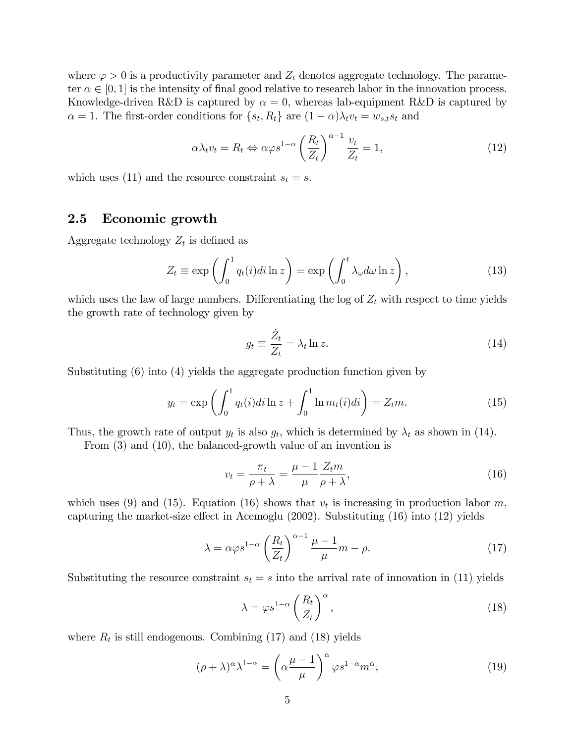where $\varphi > 0$ is a productivity parameter and $Z_t$ denotes aggregate technology. The parameter $\alpha \in [0, 1]$ is the intensity of final good relative to research labor in the innovation process. Knowledge-driven R&D is captured by $\alpha = 0$, whereas lab-equipment R&D is captured by $\alpha = 1$. The first-order conditions for $\{s_t, R_t\}$ are $(1 - \alpha)\lambda_t v_t = w_{s,t} s_t$ and

$$\alpha \lambda_t v_t = R_t \Leftrightarrow \alpha \varphi s^{1-\alpha} \left(\frac{R_t}{Z_t}\right)^{\alpha-1} \frac{v_t}{Z_t} = 1, \tag{12}$$

which uses (11) and the resource constraint $s_t = s$.

## 2.5 Economic growth

Aggregate technology $Z_t$ is defined as

$$Z_t \equiv \exp\left(\int_0^1 q_t(i) di \ln z\right) = \exp\left(\int_0^t \lambda_\omega d\omega \ln z\right), \tag{13}$$

which uses the law of large numbers. Differentiating the log of $Z_t$ with respect to time yields the growth rate of technology given by

$$g_t \equiv \frac{\dot{Z}_t}{Z_t} = \lambda_t \ln z. \tag{14}$$

Substituting (6) into (4) yields the aggregate production function given by

$$y_t = \exp\left(\int_0^1 q_t(i) di \ln z + \int_0^1 \ln m_t(i) di\right) = Z_t m. \tag{15}$$

Thus, the growth rate of output $y_t$ is also $g_t$, which is determined by $\lambda_t$ as shown in (14).

From (3) and (10), the balanced-growth value of an invention is

$$v_t = \frac{\pi_t}{\rho + \lambda} = \frac{\mu - 1}{\mu} \frac{Z_t m}{\rho + \lambda}, \tag{16}$$

which uses (9) and (15). Equation (16) shows that $v_t$ is increasing in production labor $m$, capturing the market-size effect in Acemoglu (2002). Substituting (16) into (12) yields

$$\lambda = \alpha \varphi s^{1-\alpha} \left(\frac{R_t}{Z_t}\right)^{\alpha-1} \frac{\mu - 1}{\mu} m - \rho. \tag{17}$$

Substituting the resource constraint $s_t = s$ into the arrival rate of innovation in (11) yields

$$\lambda = \varphi s^{1-\alpha} \left(\frac{R_t}{Z_t}\right)^{\alpha}, \tag{18}$$

where $R_t$ is still endogenous. Combining (17) and (18) yields

$$(\rho + \lambda)^{\alpha} \lambda^{1-\alpha} = \left(\alpha \frac{\mu - 1}{\mu}\right)^{\alpha} \varphi s^{1-\alpha} m^{\alpha}, \tag{19}$$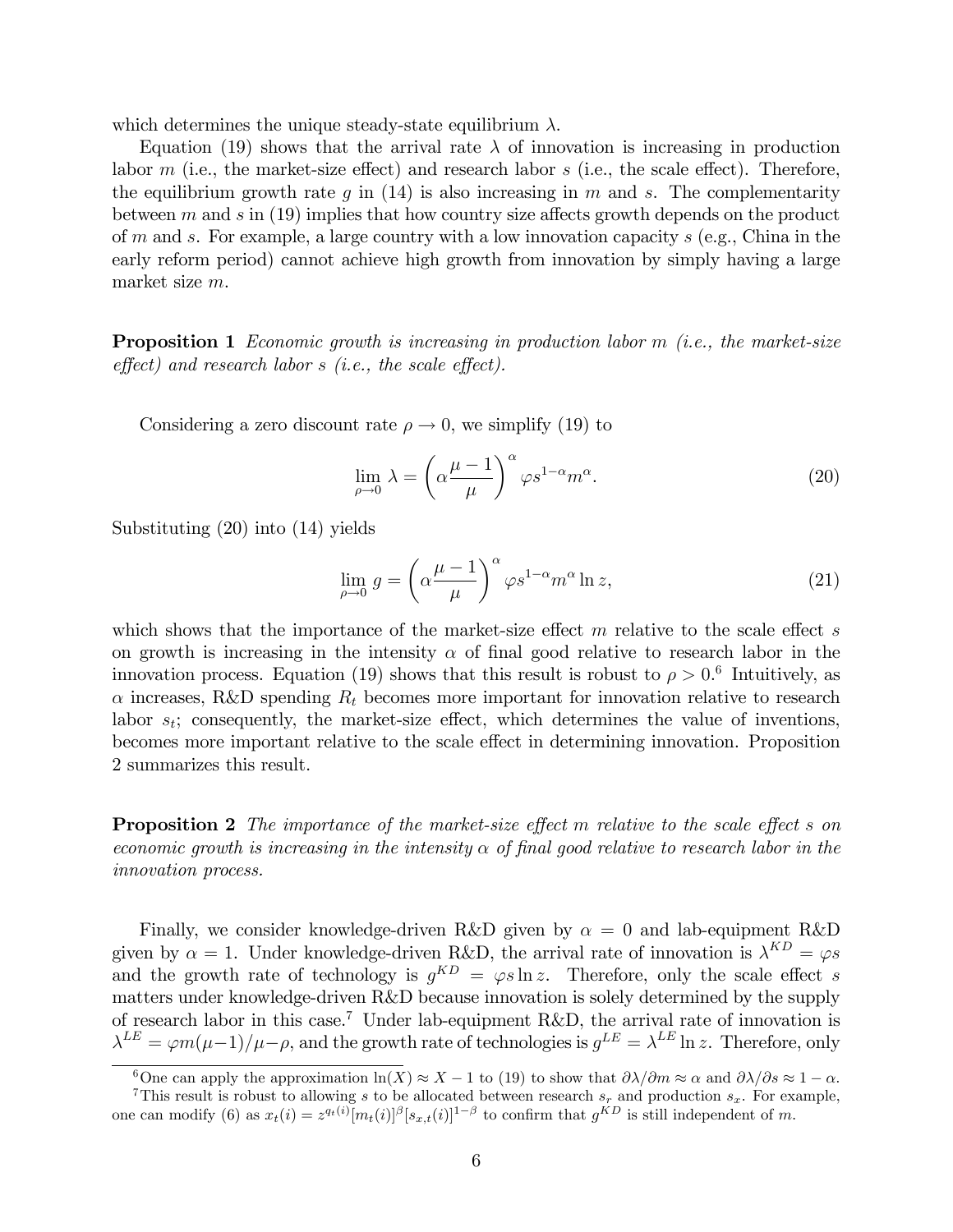which determines the unique steady-state equilibrium $\lambda$.

Equation (19) shows that the arrival rate $\lambda$ of innovation is increasing in production labor $m$ (i.e., the market-size effect) and research labor $s$ (i.e., the scale effect). Therefore, the equilibrium growth rate $g$ in (14) is also increasing in $m$ and $s$. The complementarity between $m$ and $s$ in (19) implies that how country size affects growth depends on the product of $m$ and $s$. For example, a large country with a low innovation capacity $s$ (e.g., China in the early reform period) cannot achieve high growth from innovation by simply having a large market size $m$.

**Proposition 1** *Economic growth is increasing in production labor $m$ (i.e., the market-size effect) and research labor $s$ (i.e., the scale effect).*

Considering a zero discount rate $\rho \to 0$, we simplify (19) to

$$\lim_{\rho \to 0} \lambda = \left( \alpha \frac{\mu - 1}{\mu} \right)^{\alpha} \varphi s^{1-\alpha} m^{\alpha}. \tag{20}$$

Substituting (20) into (14) yields

$$\lim_{\rho \to 0} g = \left( \alpha \frac{\mu - 1}{\mu} \right)^{\alpha} \varphi s^{1-\alpha} m^{\alpha} \ln z, \tag{21}$$

which shows that the importance of the market-size effect $m$ relative to the scale effect $s$ on growth is increasing in the intensity $\alpha$ of final good relative to research labor in the innovation process. Equation (19) shows that this result is robust to $\rho > 0$.[6] Intuitively, as $\alpha$ increases, R&D spending $R_t$ becomes more important for innovation relative to research labor $s_t$; consequently, the market-size effect, which determines the value of inventions, becomes more important relative to the scale effect in determining innovation. Proposition 2 summarizes this result.

**Proposition 2** *The importance of the market-size effect $m$ relative to the scale effect $s$ on economic growth is increasing in the intensity $\alpha$ of final good relative to research labor in the innovation process.*

Finally, we consider knowledge-driven R&D given by $\alpha = 0$ and lab-equipment R&D given by $\alpha = 1$. Under knowledge-driven R&D, the arrival rate of innovation is $\lambda^{KD} = \varphi s$ and the growth rate of technology is $g^{KD} = \varphi s \ln z$. Therefore, only the scale effect $s$ matters under knowledge-driven R&D because innovation is solely determined by the supply of research labor in this case.[7] Under lab-equipment R&D, the arrival rate of innovation is $\lambda^{LE} = \varphi m(\mu - 1)/\mu - \rho$, and the growth rate of technologies is $g^{LE} = \lambda^{LE} \ln z$. Therefore, only

[6] One can apply the approximation $\ln(X) \approx X - 1$ to (19) to show that $\partial\lambda/\partial m \approx \alpha$ and $\partial\lambda/\partial s \approx 1 - \alpha$.

[7] This result is robust to allowing $s$ to be allocated between research $s_r$ and production $s_x$. For example, one can modify (6) as $x_t(i) = z^{q_t(i)}[m_t(i)]^{\beta}[s_{x,t}(i)]^{1-\beta}$ to confirm that $g^{KD}$ is still independent of $m$.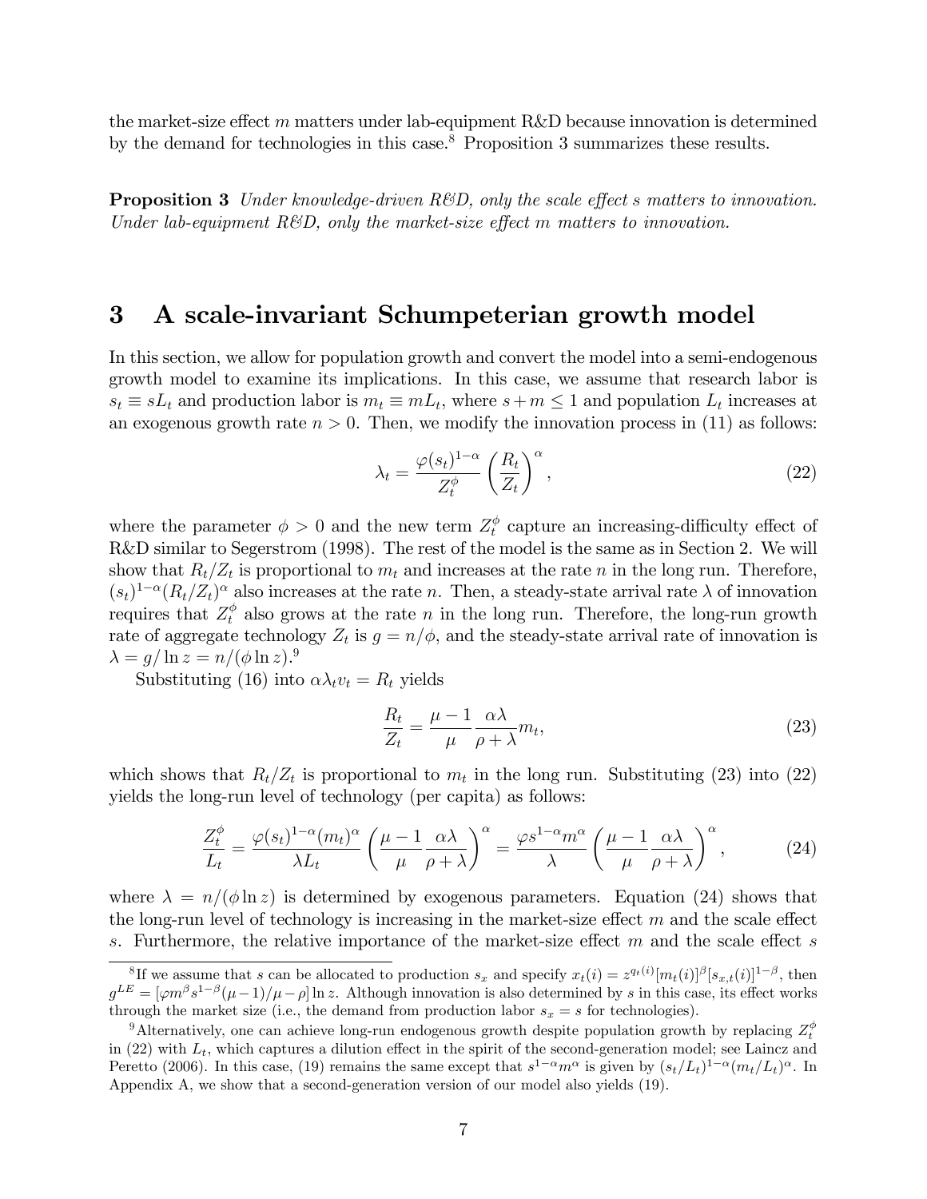the market-size effect $m$ matters under lab-equipment R&D because innovation is determined by the demand for technologies in this case.[8] Proposition 3 summarizes these results.

**Proposition 3** *Under knowledge-driven R&D, only the scale effect $s$ matters to innovation. Under lab-equipment R&D, only the market-size effect $m$ matters to innovation.*

# 3 A scale-invariant Schumpeterian growth model

In this section, we allow for population growth and convert the model into a semi-endogenous growth model to examine its implications. In this case, we assume that research labor is $s_t \equiv sL_t$ and production labor is $m_t \equiv mL_t$, where $s + m \leq 1$ and population $L_t$ increases at an exogenous growth rate $n > 0$. Then, we modify the innovation process in (11) as follows:

$$\lambda_t = \frac{\varphi(s_t)^{1-\alpha}}{Z_t^{\phi}} \left( \frac{R_t}{Z_t} \right)^{\alpha}, \tag{22}$$

where the parameter $\phi > 0$ and the new term $Z_t^{\phi}$ capture an increasing-difficulty effect of R&D similar to Segerstrom (1998). The rest of the model is the same as in Section 2. We will show that $R_t/Z_t$ is proportional to $m_t$ and increases at the rate $n$ in the long run. Therefore, $(s_t)^{1-\alpha}(R_t/Z_t)^{\alpha}$ also increases at the rate $n$. Then, a steady-state arrival rate $\lambda$ of innovation requires that $Z_t^{\phi}$ also grows at the rate $n$ in the long run. Therefore, the long-run growth rate of aggregate technology $Z_t$ is $g = n/\phi$, and the steady-state arrival rate of innovation is $\lambda = g/\ln z = n/(\phi \ln z)$.[9]

Substituting (16) into $\alpha \lambda_t v_t = R_t$ yields

$$\frac{R_t}{Z_t} = \frac{\mu - 1}{\mu} \frac{\alpha \lambda}{\rho + \lambda} m_t, \tag{23}$$

which shows that $R_t/Z_t$ is proportional to $m_t$ in the long run. Substituting (23) into (22) yields the long-run level of technology (per capita) as follows:

$$\frac{Z_t^{\phi}}{L_t} = \frac{\varphi(s_t)^{1-\alpha}(m_t)^{\alpha}}{\lambda L_t} \left( \frac{\mu - 1}{\mu} \frac{\alpha \lambda}{\rho + \lambda} \right)^{\alpha} = \frac{\varphi s^{1-\alpha} m^{\alpha}}{\lambda} \left( \frac{\mu - 1}{\mu} \frac{\alpha \lambda}{\rho + \lambda} \right)^{\alpha}, \tag{24}$$

where $\lambda = n/(\phi \ln z)$ is determined by exogenous parameters. Equation (24) shows that the long-run level of technology is increasing in the market-size effect $m$ and the scale effect $s$. Furthermore, the relative importance of the market-size effect $m$ and the scale effect $s$

---

[8] If we assume that $s$ can be allocated to production $s_x$ and specify $x_t(i) = z^{q_t(i)}[m_t(i)]^{\beta}[s_{x,t}(i)]^{1-\beta}$, then $g^{LE} = [\varphi m^{\beta} s^{1-\beta}(\mu - 1)/\mu - \rho] \ln z$. Although innovation is also determined by $s$ in this case, its effect works through the market size (i.e., the demand from production labor $s_x = s$ for technologies).

[9] Alternatively, one can achieve long-run endogenous growth despite population growth by replacing $Z_t^{\phi}$ in (22) with $L_t$, which captures a dilution effect in the spirit of the second-generation model; see Laincz and Peretto (2006). In this case, (19) remains the same except that $s^{1-\alpha}m^{\alpha}$ is given by $(s_t/L_t)^{1-\alpha}(m_t/L_t)^{\alpha}$. In Appendix A, we show that a second-generation version of our model also yields (19).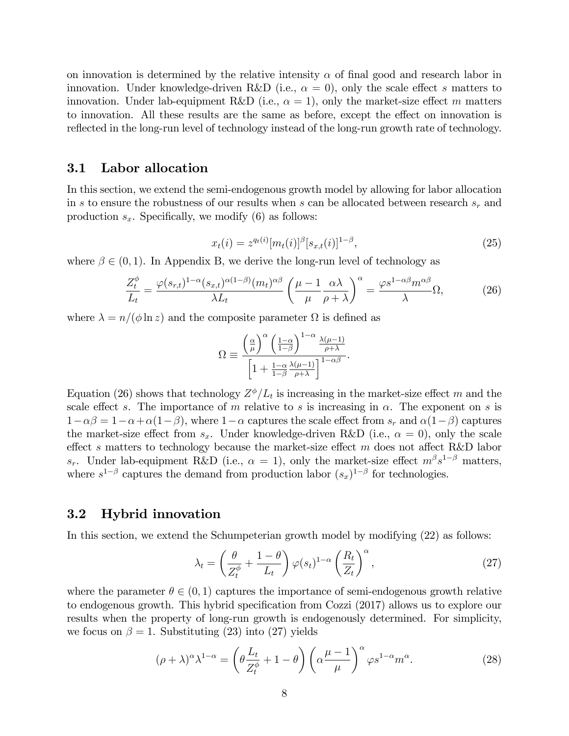on innovation is determined by the relative intensity $\alpha$ of final good and research labor in innovation. Under knowledge-driven R&D (i.e., $\alpha = 0$), only the scale effect $s$ matters to innovation. Under lab-equipment R&D (i.e., $\alpha = 1$), only the market-size effect $m$ matters to innovation. All these results are the same as before, except the effect on innovation is reflected in the long-run level of technology instead of the long-run growth rate of technology.

## 3.1 Labor allocation

In this section, we extend the semi-endogenous growth model by allowing for labor allocation in $s$ to ensure the robustness of our results when $s$ can be allocated between research $s_r$ and production $s_x$. Specifically, we modify (6) as follows:

$$x_t(i) = z^{q_t(i)}[m_t(i)]^{\beta}[s_{x,t}(i)]^{1-\beta}, \tag{25}$$

where $\beta \in (0, 1)$. In Appendix B, we derive the long-run level of technology as

$$\frac{Z_t^{\phi}}{L_t} = \frac{\varphi(s_{r,t})^{1-\alpha}(s_{x,t})^{\alpha(1-\beta)}(m_t)^{\alpha\beta}}{\lambda L_t}\left(\frac{\mu-1}{\mu}\frac{\alpha\lambda}{\rho+\lambda}\right)^{\alpha} = \frac{\varphi s^{1-\alpha\beta}m^{\alpha\beta}}{\lambda}\Omega, \tag{26}$$

where $\lambda = n/(\phi \ln z)$ and the composite parameter $\Omega$ is defined as

$$\Omega \equiv \frac{\left(\frac{\alpha}{\mu}\right)^{\alpha}\left(\frac{1-\alpha}{1-\beta}\right)^{1-\alpha}\frac{\lambda(\mu-1)}{\rho+\lambda}}{\left[1+\frac{1-\alpha}{1-\beta}\frac{\lambda(\mu-1)}{\rho+\lambda}\right]^{1-\alpha\beta}}.$$

Equation (26) shows that technology $Z^{\phi}/L_t$ is increasing in the market-size effect $m$ and the scale effect $s$. The importance of $m$ relative to $s$ is increasing in $\alpha$. The exponent on $s$ is $1-\alpha\beta = 1-\alpha+\alpha(1-\beta)$, where $1-\alpha$ captures the scale effect from $s_r$ and $\alpha(1-\beta)$ captures the market-size effect from $s_x$. Under knowledge-driven R&D (i.e., $\alpha = 0$), only the scale effect $s$ matters to technology because the market-size effect $m$ does not affect R&D labor $s_r$. Under lab-equipment R&D (i.e., $\alpha = 1$), only the market-size effect $m^{\beta}s^{1-\beta}$ matters, where $s^{1-\beta}$ captures the demand from production labor $(s_x)^{1-\beta}$ for technologies.

## 3.2 Hybrid innovation

In this section, we extend the Schumpeterian growth model by modifying (22) as follows:

$$\lambda_t = \left(\frac{\theta}{Z_t^{\phi}} + \frac{1-\theta}{L_t}\right)\varphi(s_t)^{1-\alpha}\left(\frac{R_t}{Z_t}\right)^{\alpha}, \tag{27}$$

where the parameter $\theta \in (0, 1)$ captures the importance of semi-endogenous growth relative to endogenous growth. This hybrid specification from Cozzi (2017) allows us to explore our results when the property of long-run growth is endogenously determined. For simplicity, we focus on $\beta = 1$. Substituting (23) into (27) yields

$$(\rho+\lambda)^{\alpha}\lambda^{1-\alpha} = \left(\theta\frac{L_t}{Z_t^{\phi}} + 1 - \theta\right)\left(\alpha\frac{\mu-1}{\mu}\right)^{\alpha}\varphi s^{1-\alpha}m^{\alpha}. \tag{28}$$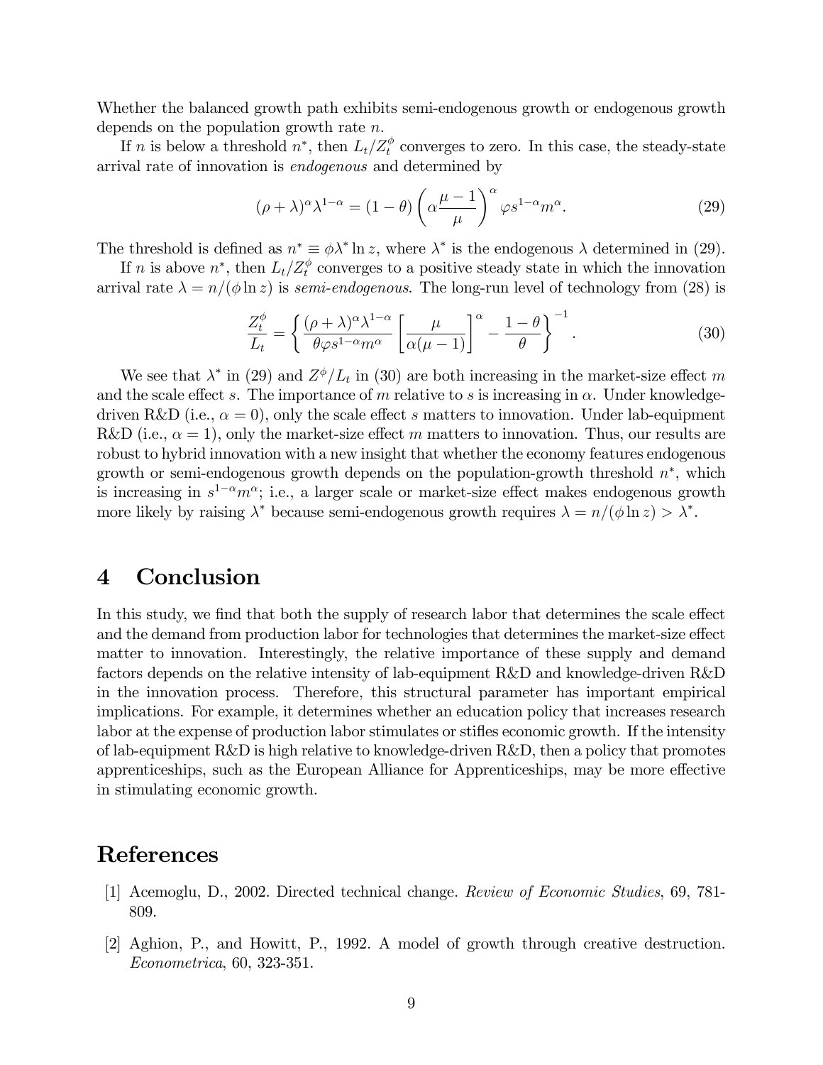Whether the balanced growth path exhibits semi-endogenous growth or endogenous growth depends on the population growth rate $n$.

If $n$ is below a threshold $n^*$, then $L_t/Z_t^\phi$ converges to zero. In this case, the steady-state arrival rate of innovation is *endogenous* and determined by

$$(\rho + \lambda)^\alpha \lambda^{1-\alpha} = (1 - \theta) \left( \alpha \frac{\mu - 1}{\mu} \right)^\alpha \varphi s^{1-\alpha} m^\alpha. \tag{29}$$

The threshold is defined as $n^* \equiv \phi \lambda^* \ln z$, where $\lambda^*$ is the endogenous $\lambda$ determined in (29).

If $n$ is above $n^*$, then $L_t/Z_t^\phi$ converges to a positive steady state in which the innovation arrival rate $\lambda = n/(\phi \ln z)$ is *semi-endogenous*. The long-run level of technology from (28) is

$$\frac{Z_t^\phi}{L_t} = \left\{ \frac{(\rho + \lambda)^\alpha \lambda^{1-\alpha}}{\theta \varphi s^{1-\alpha} m^\alpha} \left[ \frac{\mu}{\alpha(\mu - 1)} \right]^\alpha - \frac{1 - \theta}{\theta} \right\}^{-1}. \tag{30}$$

We see that $\lambda^*$ in (29) and $Z^\phi/L_t$ in (30) are both increasing in the market-size effect $m$ and the scale effect $s$. The importance of $m$ relative to $s$ is increasing in $\alpha$. Under knowledge-driven R&D (i.e., $\alpha = 0$), only the scale effect $s$ matters to innovation. Under lab-equipment R&D (i.e., $\alpha = 1$), only the market-size effect $m$ matters to innovation. Thus, our results are robust to hybrid innovation with a new insight that whether the economy features endogenous growth or semi-endogenous growth depends on the population-growth threshold $n^*$, which is increasing in $s^{1-\alpha} m^\alpha$; i.e., a larger scale or market-size effect makes endogenous growth more likely by raising $\lambda^*$ because semi-endogenous growth requires $\lambda = n/(\phi \ln z) > \lambda^*$.

# 4 Conclusion

In this study, we find that both the supply of research labor that determines the scale effect and the demand from production labor for technologies that determines the market-size effect matter to innovation. Interestingly, the relative importance of these supply and demand factors depends on the relative intensity of lab-equipment R&D and knowledge-driven R&D in the innovation process. Therefore, this structural parameter has important empirical implications. For example, it determines whether an education policy that increases research labor at the expense of production labor stimulates or stifles economic growth. If the intensity of lab-equipment R&D is high relative to knowledge-driven R&D, then a policy that promotes apprenticeships, such as the European Alliance for Apprenticeships, may be more effective in stimulating economic growth.

# References

[1] Acemoglu, D., 2002. Directed technical change. *Review of Economic Studies*, 69, 781-809.

[2] Aghion, P., and Howitt, P., 1992. A model of growth through creative destruction. *Econometrica*, 60, 323-351.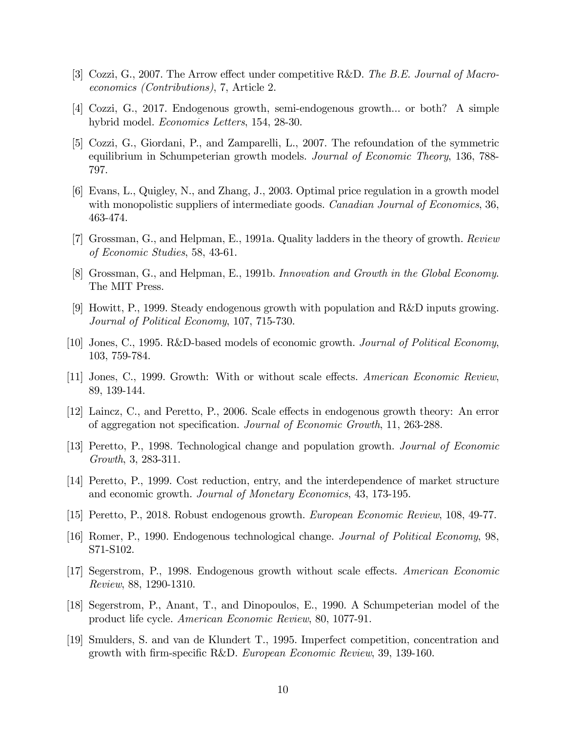[3] Cozzi, G., 2007. The Arrow effect under competitive R&D. *The B.E. Journal of Macroeconomics (Contributions)*, 7, Article 2.

[4] Cozzi, G., 2017. Endogenous growth, semi-endogenous growth... or both? A simple hybrid model. *Economics Letters*, 154, 28-30.

[5] Cozzi, G., Giordani, P., and Zamparelli, L., 2007. The refoundation of the symmetric equilibrium in Schumpeterian growth models. *Journal of Economic Theory*, 136, 788-797.

[6] Evans, L., Quigley, N., and Zhang, J., 2003. Optimal price regulation in a growth model with monopolistic suppliers of intermediate goods. *Canadian Journal of Economics*, 36, 463-474.

[7] Grossman, G., and Helpman, E., 1991a. Quality ladders in the theory of growth. *Review of Economic Studies*, 58, 43-61.

[8] Grossman, G., and Helpman, E., 1991b. *Innovation and Growth in the Global Economy*. The MIT Press.

[9] Howitt, P., 1999. Steady endogenous growth with population and R&D inputs growing. *Journal of Political Economy*, 107, 715-730.

[10] Jones, C., 1995. R&D-based models of economic growth. *Journal of Political Economy*, 103, 759-784.

[11] Jones, C., 1999. Growth: With or without scale effects. *American Economic Review*, 89, 139-144.

[12] Laincz, C., and Peretto, P., 2006. Scale effects in endogenous growth theory: An error of aggregation not specification. *Journal of Economic Growth*, 11, 263-288.

[13] Peretto, P., 1998. Technological change and population growth. *Journal of Economic Growth*, 3, 283-311.

[14] Peretto, P., 1999. Cost reduction, entry, and the interdependence of market structure and economic growth. *Journal of Monetary Economics*, 43, 173-195.

[15] Peretto, P., 2018. Robust endogenous growth. *European Economic Review*, 108, 49-77.

[16] Romer, P., 1990. Endogenous technological change. *Journal of Political Economy*, 98, S71-S102.

[17] Segerstrom, P., 1998. Endogenous growth without scale effects. *American Economic Review*, 88, 1290-1310.

[18] Segerstrom, P., Anant, T., and Dinopoulos, E., 1990. A Schumpeterian model of the product life cycle. *American Economic Review*, 80, 1077-91.

[19] Smulders, S. and van de Klundert T., 1995. Imperfect competition, concentration and growth with firm-specific R&D. *European Economic Review*, 39, 139-160.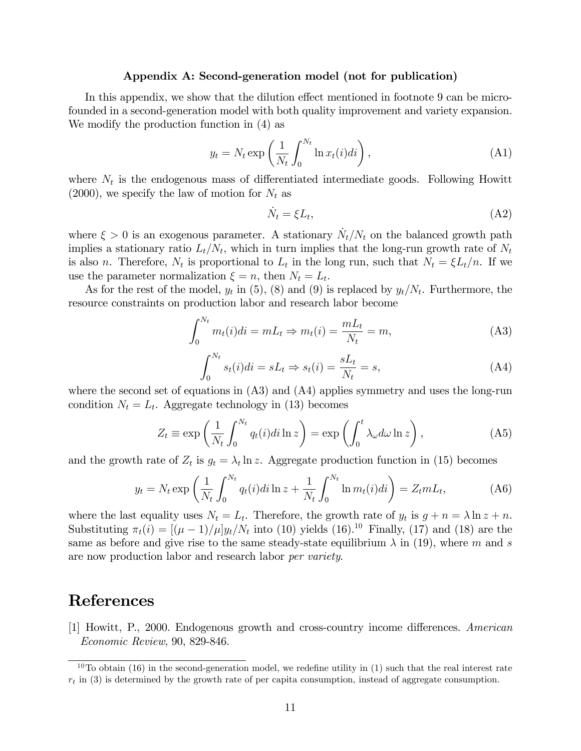### Appendix A: Second-generation model (not for publication)

In this appendix, we show that the dilution effect mentioned in footnote 9 can be microfounded in a second-generation model with both quality improvement and variety expansion. We modify the production function in (4) as

$$y_t = N_t \exp\left(\frac{1}{N_t}\int_0^{N_t} \ln x_t(i)di\right), \tag{A1}$$

where $N_t$ is the endogenous mass of differentiated intermediate goods. Following Howitt (2000), we specify the law of motion for $N_t$ as

$$\dot{N}_t = \xi L_t, \tag{A2}$$

where $\xi > 0$ is an exogenous parameter. A stationary $\dot{N}_t/N_t$ on the balanced growth path implies a stationary ratio $L_t/N_t$, which in turn implies that the long-run growth rate of $N_t$ is also $n$. Therefore, $N_t$ is proportional to $L_t$ in the long run, such that $N_t = \xi L_t/n$. If we use the parameter normalization $\xi = n$, then $N_t = L_t$.

As for the rest of the model, $y_t$ in (5), (8) and (9) is replaced by $y_t/N_t$. Furthermore, the resource constraints on production labor and research labor become

$$\int_0^{N_t} m_t(i)di = mL_t \Rightarrow m_t(i) = \frac{mL_t}{N_t} = m, \tag{A3}$$

$$\int_0^{N_t} s_t(i)di = sL_t \Rightarrow s_t(i) = \frac{sL_t}{N_t} = s, \tag{A4}$$

where the second set of equations in (A3) and (A4) applies symmetry and uses the long-run condition $N_t = L_t$. Aggregate technology in (13) becomes

$$Z_t \equiv \exp\left(\frac{1}{N_t}\int_0^{N_t} q_t(i)di \ln z\right) = \exp\left(\int_0^t \lambda_\omega d\omega \ln z\right), \tag{A5}$$

and the growth rate of $Z_t$ is $g_t = \lambda_t \ln z$. Aggregate production function in (15) becomes

$$y_t = N_t \exp\left(\frac{1}{N_t}\int_0^{N_t} q_t(i)di \ln z + \frac{1}{N_t}\int_0^{N_t} \ln m_t(i)di\right) = Z_t m L_t, \tag{A6}$$

where the last equality uses $N_t = L_t$. Therefore, the growth rate of $y_t$ is $g + n = \lambda \ln z + n$. Substituting $\pi_t(i) = [(\mu - 1)/\mu]y_t/N_t$ into (10) yields (16).[10] Finally, (17) and (18) are the same as before and give rise to the same steady-state equilibrium $\lambda$ in (19), where $m$ and $s$ are now production labor and research labor *per variety*.

# References

[1] Howitt, P., 2000. Endogenous growth and cross-country income differences. *American Economic Review*, 90, 829-846.

[10] To obtain (16) in the second-generation model, we redefine utility in (1) such that the real interest rate $r_t$ in (3) is determined by the growth rate of per capita consumption, instead of aggregate consumption.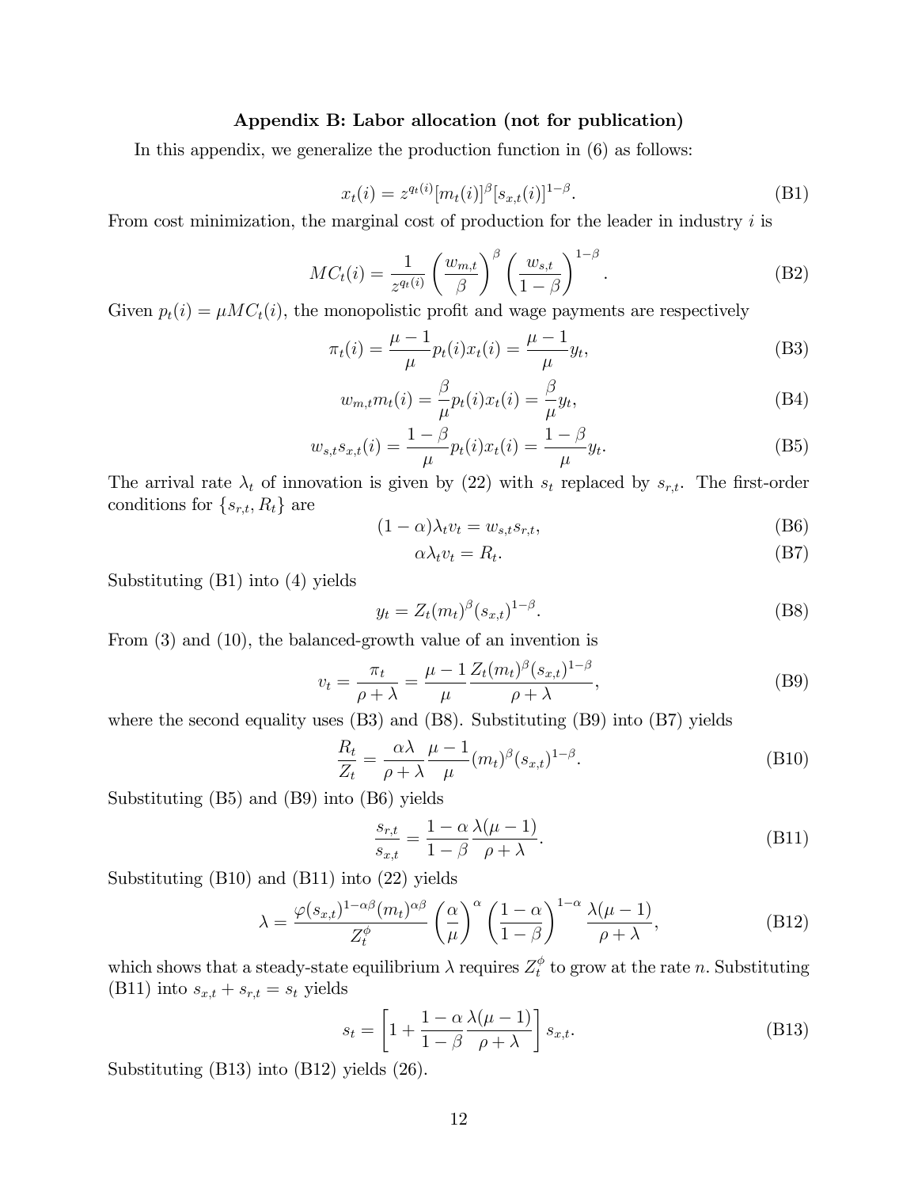**Appendix B: Labor allocation (not for publication)**

In this appendix, we generalize the production function in (6) as follows:

$$x_t(i) = z^{q_t(i)}[m_t(i)]^{\beta}[s_{x,t}(i)]^{1-\beta}. \tag{B1}$$

From cost minimization, the marginal cost of production for the leader in industry $i$ is

$$MC_t(i) = \frac{1}{z^{q_t(i)}}\left(\frac{w_{m,t}}{\beta}\right)^{\beta}\left(\frac{w_{s,t}}{1-\beta}\right)^{1-\beta}. \tag{B2}$$

Given $p_t(i) = \mu MC_t(i)$, the monopolistic profit and wage payments are respectively

$$\pi_t(i) = \frac{\mu-1}{\mu}p_t(i)x_t(i) = \frac{\mu-1}{\mu}y_t, \tag{B3}$$

$$w_{m,t}m_t(i) = \frac{\beta}{\mu}p_t(i)x_t(i) = \frac{\beta}{\mu}y_t, \tag{B4}$$

$$w_{s,t}s_{x,t}(i) = \frac{1-\beta}{\mu}p_t(i)x_t(i) = \frac{1-\beta}{\mu}y_t. \tag{B5}$$

The arrival rate $\lambda_t$ of innovation is given by (22) with $s_t$ replaced by $s_{r,t}$. The first-order conditions for $\{s_{r,t}, R_t\}$ are

$$(1-\alpha)\lambda_t v_t = w_{s,t}s_{r,t}, \tag{B6}$$

$$\alpha\lambda_t v_t = R_t. \tag{B7}$$

Substituting (B1) into (4) yields

$$y_t = Z_t(m_t)^{\beta}(s_{x,t})^{1-\beta}. \tag{B8}$$

From (3) and (10), the balanced-growth value of an invention is

$$v_t = \frac{\pi_t}{\rho+\lambda} = \frac{\mu-1}{\mu}\frac{Z_t(m_t)^{\beta}(s_{x,t})^{1-\beta}}{\rho+\lambda}, \tag{B9}$$

where the second equality uses (B3) and (B8). Substituting (B9) into (B7) yields

$$\frac{R_t}{Z_t} = \frac{\alpha\lambda}{\rho+\lambda}\frac{\mu-1}{\mu}(m_t)^{\beta}(s_{x,t})^{1-\beta}. \tag{B10}$$

Substituting (B5) and (B9) into (B6) yields

$$\frac{s_{r,t}}{s_{x,t}} = \frac{1-\alpha}{1-\beta}\frac{\lambda(\mu-1)}{\rho+\lambda}. \tag{B11}$$

Substituting (B10) and (B11) into (22) yields

$$\lambda = \frac{\varphi(s_{x,t})^{1-\alpha\beta}(m_t)^{\alpha\beta}}{Z_t^{\phi}}\left(\frac{\alpha}{\mu}\right)^{\alpha}\left(\frac{1-\alpha}{1-\beta}\right)^{1-\alpha}\frac{\lambda(\mu-1)}{\rho+\lambda}, \tag{B12}$$

which shows that a steady-state equilibrium $\lambda$ requires $Z_t^{\phi}$ to grow at the rate $n$. Substituting (B11) into $s_{x,t} + s_{r,t} = s_t$ yields

$$s_t = \left[1 + \frac{1-\alpha}{1-\beta}\frac{\lambda(\mu-1)}{\rho+\lambda}\right]s_{x,t}. \tag{B13}$$

Substituting (B13) into (B12) yields (26).